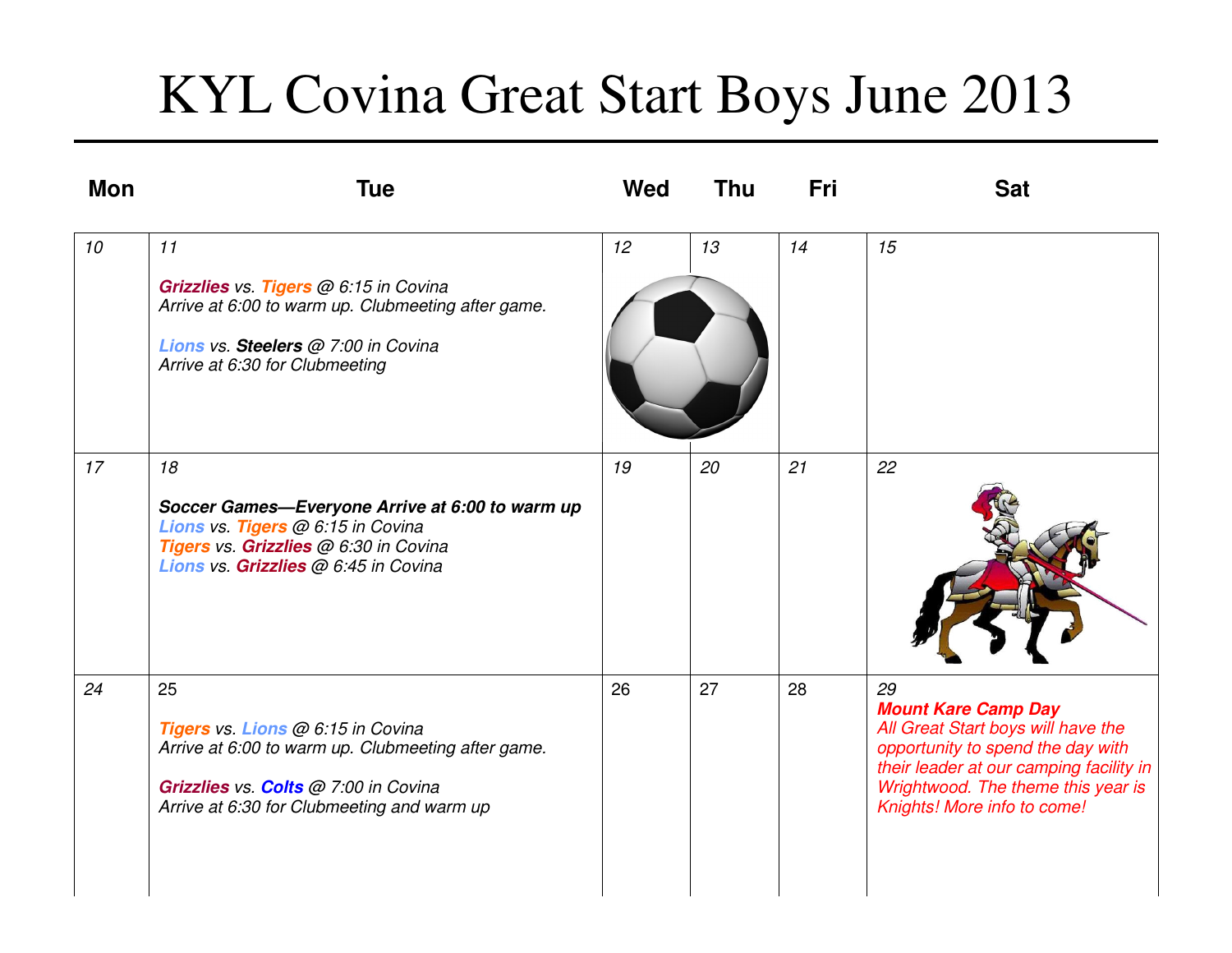# KYL Covina Great Start Boys June 2013

| Mon | Tue | Wed | Thu | Fri | Sat |
|---|---|---|---|---|---|
| *10* | *11*<br><br>***Grizzlies*** *vs.* ***Tigers*** *@ 6:15 in Covina*<br>*Arrive at 6:00 to warm up. Clubmeeting after game.*<br><br>***Lions*** *vs.* ***Steelers*** *@ 7:00 in Covina*<br>*Arrive at 6:30 for Clubmeeting* | *12* | *13* | *14* | *15* |
| *17* | *18*<br><br>***Soccer Games—Everyone Arrive at 6:00 to warm up***<br>***Lions*** *vs.* ***Tigers*** *@ 6:15 in Covina*<br>***Tigers*** *vs.* ***Grizzlies*** *@ 6:30 in Covina*<br>***Lions*** *vs.* ***Grizzlies*** *@ 6:45 in Covina* | *19* | *20* | *21* | *22* |
| *24* | 25<br><br>***Tigers*** *vs.* ***Lions*** *@ 6:15 in Covina*<br>*Arrive at 6:00 to warm up. Clubmeeting after game.*<br><br>***Grizzlies*** *vs.* ***Colts*** *@ 7:00 in Covina*<br>*Arrive at 6:30 for Clubmeeting and warm up* | 26 | 27 | 28 | 29<br>***Mount Kare Camp Day***<br>*All Great Start boys will have the opportunity to spend the day with their leader at our camping facility in Wrightwood. The theme this year is Knights! More info to come!* |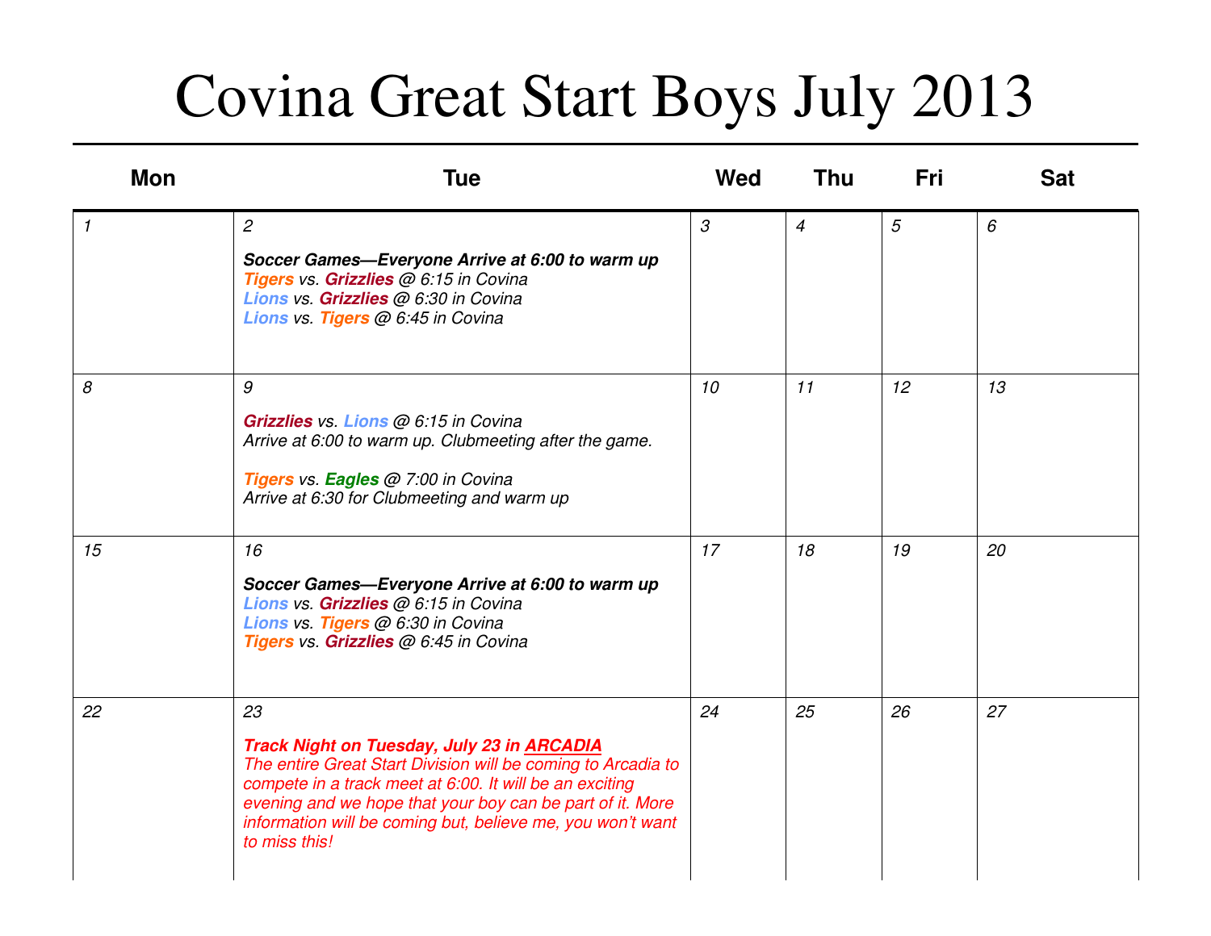# Covina Great Start Boys July 2013

| Mon | Tue | Wed | Thu | Fri | Sat |
|---|---|---|---|---|---|
| *1* | *2*<br><br>***Soccer Games—Everyone Arrive at 6:00 to warm up***<br>***Tigers*** *vs.* ***Grizzlies*** *@ 6:15 in Covina*<br>***Lions*** *vs.* ***Grizzlies*** *@ 6:30 in Covina*<br>***Lions*** *vs.* ***Tigers*** *@ 6:45 in Covina* | *3* | *4* | *5* | *6* |
| *8* | *9*<br><br>***Grizzlies*** *vs.* ***Lions*** *@ 6:15 in Covina*<br>*Arrive at 6:00 to warm up. Clubmeeting after the game.*<br><br>***Tigers*** *vs.* ***Eagles*** *@ 7:00 in Covina*<br>*Arrive at 6:30 for Clubmeeting and warm up* | *10* | *11* | *12* | *13* |
| *15* | *16*<br><br>***Soccer Games—Everyone Arrive at 6:00 to warm up***<br>***Lions*** *vs.* ***Grizzlies*** *@ 6:15 in Covina*<br>***Lions*** *vs.* ***Tigers*** *@ 6:30 in Covina*<br>***Tigers*** *vs.* ***Grizzlies*** *@ 6:45 in Covina* | *17* | *18* | *19* | *20* |
| *22* | *23*<br><br>***Track Night on Tuesday, July 23 in ARCADIA***<br>*The entire Great Start Division will be coming to Arcadia to compete in a track meet at 6:00. It will be an exciting evening and we hope that your boy can be part of it. More information will be coming but, believe me, you won't want to miss this!* | *24* | *25* | *26* | *27* |